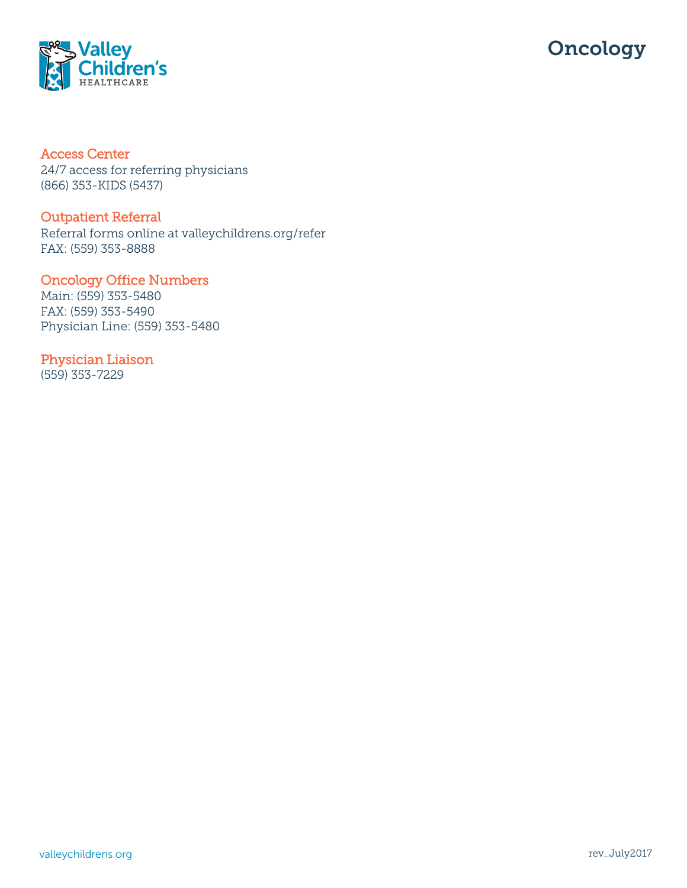# Oncology

## Access Center

24/7 access for referring physicians
(866) 353-KIDS (5437)

## Outpatient Referral

Referral forms online at valleychildrens.org/refer
FAX: (559) 353-8888

## Oncology Office Numbers

Main: (559) 353-5480
FAX: (559) 353-5490
Physician Line: (559) 353-5480

## Physician Liaison

(559) 353-7229

valleychildrens.org

rev_July2017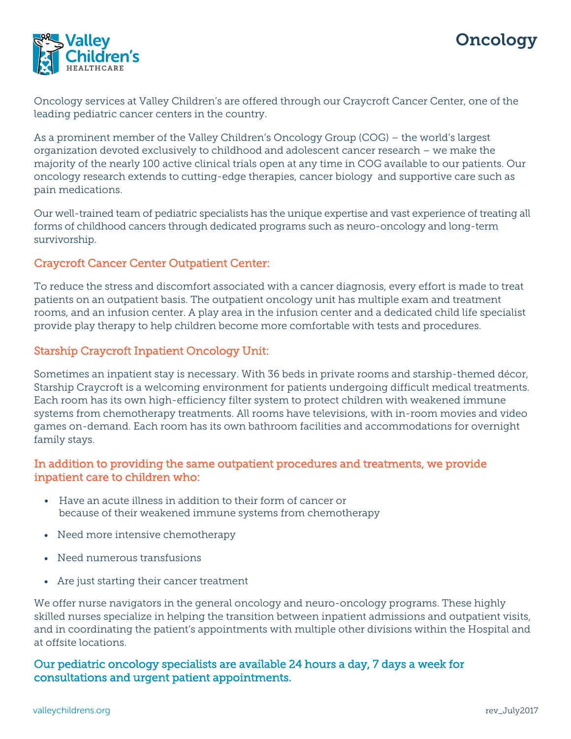# Oncology

Oncology services at Valley Children's are offered through our Craycroft Cancer Center, one of the leading pediatric cancer centers in the country.

As a prominent member of the Valley Children's Oncology Group (COG) – the world's largest organization devoted exclusively to childhood and adolescent cancer research – we make the majority of the nearly 100 active clinical trials open at any time in COG available to our patients. Our oncology research extends to cutting-edge therapies, cancer biology and supportive care such as pain medications.

Our well-trained team of pediatric specialists has the unique expertise and vast experience of treating all forms of childhood cancers through dedicated programs such as neuro-oncology and long-term survivorship.

## Craycroft Cancer Center Outpatient Center:

To reduce the stress and discomfort associated with a cancer diagnosis, every effort is made to treat patients on an outpatient basis. The outpatient oncology unit has multiple exam and treatment rooms, and an infusion center. A play area in the infusion center and a dedicated child life specialist provide play therapy to help children become more comfortable with tests and procedures.

## Starship Craycroft Inpatient Oncology Unit:

Sometimes an inpatient stay is necessary. With 36 beds in private rooms and starship-themed décor, Starship Craycroft is a welcoming environment for patients undergoing difficult medical treatments. Each room has its own high-efficiency filter system to protect children with weakened immune systems from chemotherapy treatments. All rooms have televisions, with in-room movies and video games on-demand. Each room has its own bathroom facilities and accommodations for overnight family stays.

## In addition to providing the same outpatient procedures and treatments, we provide inpatient care to children who:

- Have an acute illness in addition to their form of cancer or because of their weakened immune systems from chemotherapy
- Need more intensive chemotherapy
- Need numerous transfusions
- Are just starting their cancer treatment

We offer nurse navigators in the general oncology and neuro-oncology programs. These highly skilled nurses specialize in helping the transition between inpatient admissions and outpatient visits, and in coordinating the patient's appointments with multiple other divisions within the Hospital and at offsite locations.

**Our pediatric oncology specialists are available 24 hours a day, 7 days a week for consultations and urgent patient appointments.**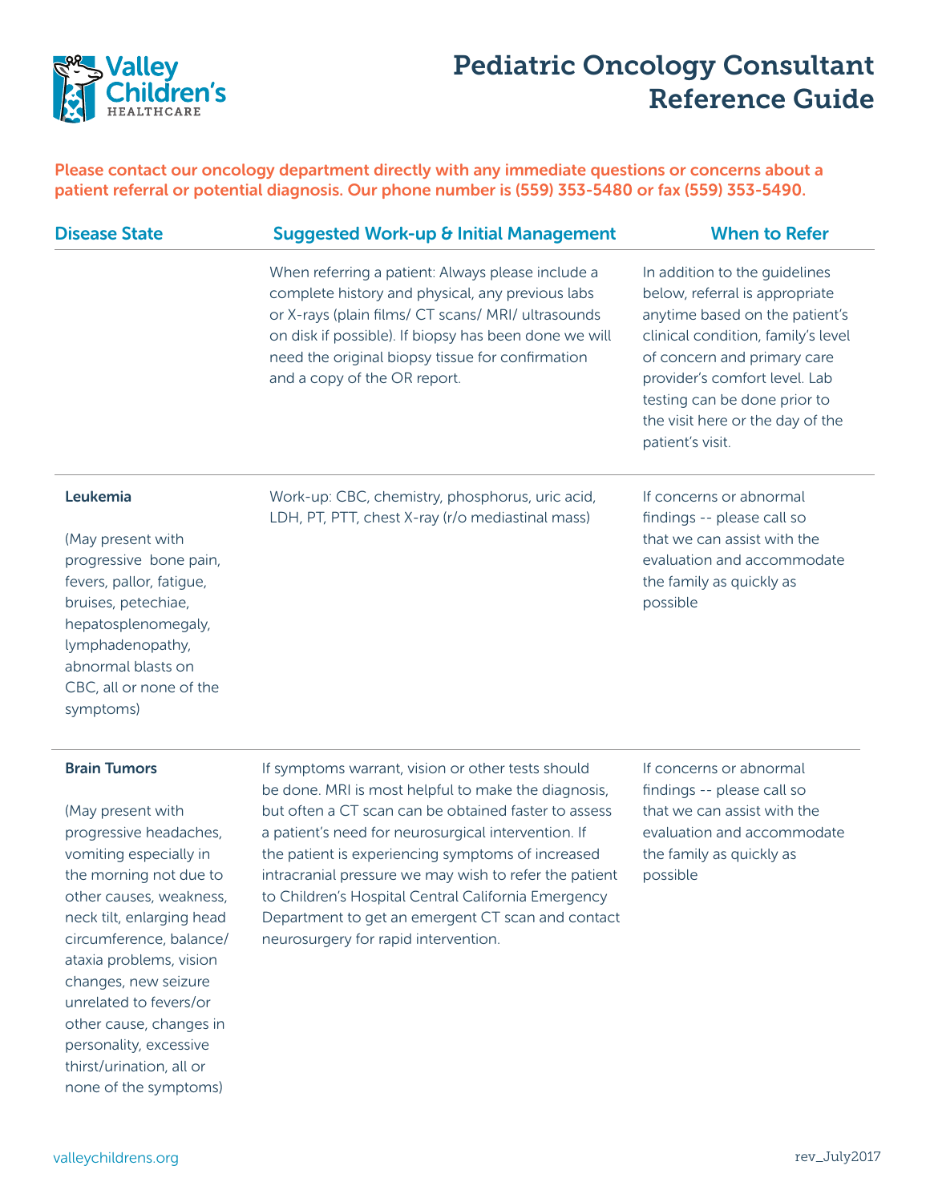# Pediatric Oncology Consultant Reference Guide

Please contact our oncology department directly with any immediate questions or concerns about a patient referral or potential diagnosis. Our phone number is (559) 353-5480 or fax (559) 353-5490.

| Disease State | Suggested Work-up & Initial Management | When to Refer |
|---|---|---|
| | When referring a patient: Always please include a complete history and physical, any previous labs or X-rays (plain films/ CT scans/ MRI/ ultrasounds on disk if possible). If biopsy has been done we will need the original biopsy tissue for confirmation and a copy of the OR report. | In addition to the guidelines below, referral is appropriate anytime based on the patient's clinical condition, family's level of concern and primary care provider's comfort level. Lab testing can be done prior to the visit here or the day of the patient's visit. |
| **Leukemia**<br><br>(May present with progressive bone pain, fevers, pallor, fatigue, bruises, petechiae, hepatosplenomegaly, lymphadenopathy, abnormal blasts on CBC, all or none of the symptoms) | Work-up: CBC, chemistry, phosphorus, uric acid, LDH, PT, PTT, chest X-ray (r/o mediastinal mass) | If concerns or abnormal findings -- please call so that we can assist with the evaluation and accommodate the family as quickly as possible |
| **Brain Tumors**<br><br>(May present with progressive headaches, vomiting especially in the morning not due to other causes, weakness, neck tilt, enlarging head circumference, balance/ ataxia problems, vision changes, new seizure unrelated to fevers/or other cause, changes in personality, excessive thirst/urination, all or none of the symptoms) | If symptoms warrant, vision or other tests should be done. MRI is most helpful to make the diagnosis, but often a CT scan can be obtained faster to assess a patient's need for neurosurgical intervention. If the patient is experiencing symptoms of increased intracranial pressure we may wish to refer the patient to Children's Hospital Central California Emergency Department to get an emergent CT scan and contact neurosurgery for rapid intervention. | If concerns or abnormal findings -- please call so that we can assist with the evaluation and accommodate the family as quickly as possible |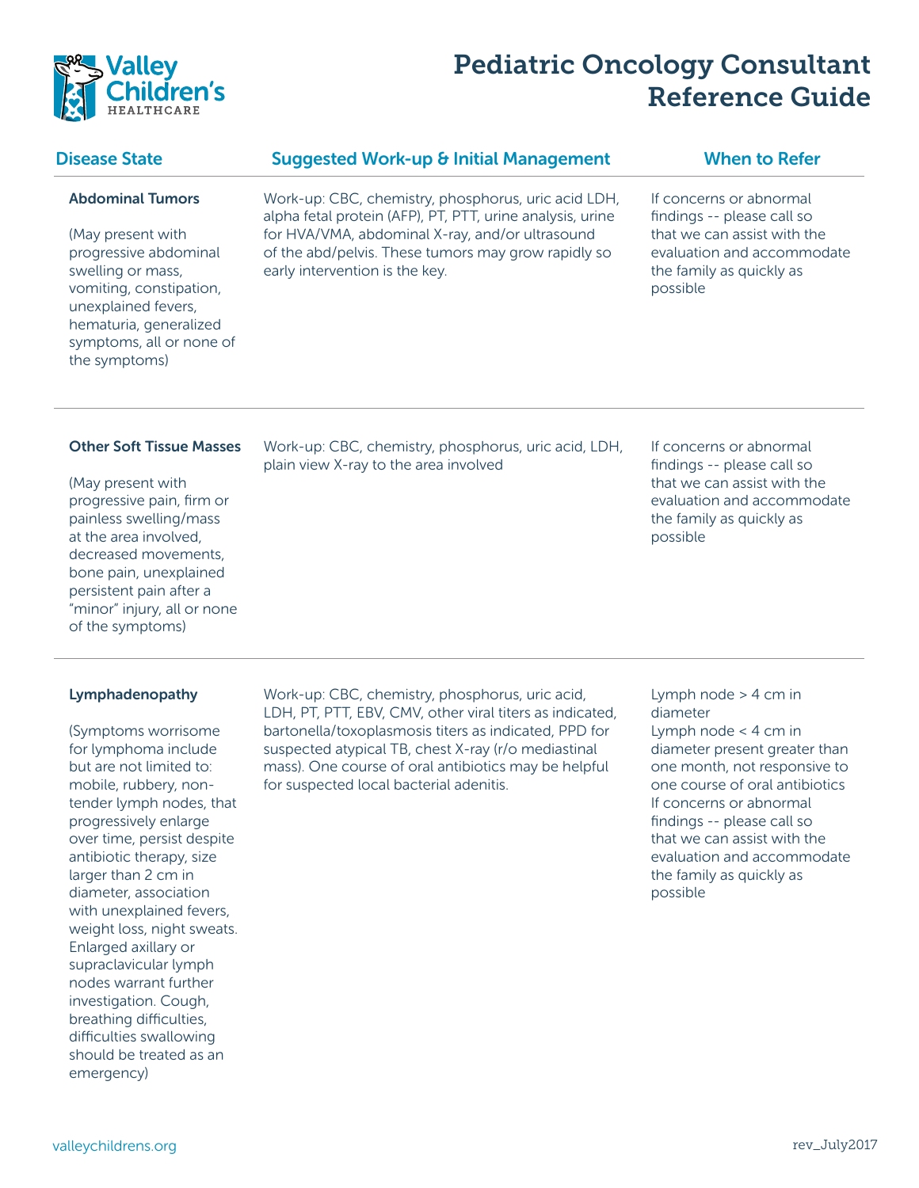Valley Children's Healthcare

# Pediatric Oncology Consultant Reference Guide

| Disease State | Suggested Work-up & Initial Management | When to Refer |
|---|---|---|
| **Abdominal Tumors**<br><br>(May present with progressive abdominal swelling or mass, vomiting, constipation, unexplained fevers, hematuria, generalized symptoms, all or none of the symptoms) | Work-up: CBC, chemistry, phosphorus, uric acid LDH, alpha fetal protein (AFP), PT, PTT, urine analysis, urine for HVA/VMA, abdominal X-ray, and/or ultrasound of the abd/pelvis. These tumors may grow rapidly so early intervention is the key. | If concerns or abnormal findings -- please call so that we can assist with the evaluation and accommodate the family as quickly as possible |
| **Other Soft Tissue Masses**<br><br>(May present with progressive pain, firm or painless swelling/mass at the area involved, decreased movements, bone pain, unexplained persistent pain after a "minor" injury, all or none of the symptoms) | Work-up: CBC, chemistry, phosphorus, uric acid, LDH, plain view X-ray to the area involved | If concerns or abnormal findings -- please call so that we can assist with the evaluation and accommodate the family as quickly as possible |
| **Lymphadenopathy**<br><br>(Symptoms worrisome for lymphoma include but are not limited to: mobile, rubbery, non-tender lymph nodes, that progressively enlarge over time, persist despite antibiotic therapy, size larger than 2 cm in diameter, association with unexplained fevers, weight loss, night sweats. Enlarged axillary or supraclavicular lymph nodes warrant further investigation. Cough, breathing difficulties, difficulties swallowing should be treated as an emergency) | Work-up: CBC, chemistry, phosphorus, uric acid, LDH, PT, PTT, EBV, CMV, other viral titers as indicated, bartonella/toxoplasmosis titers as indicated, PPD for suspected atypical TB, chest X-ray (r/o mediastinal mass). One course of oral antibiotics may be helpful for suspected local bacterial adenitis. | Lymph node > 4 cm in diameter<br>Lymph node < 4 cm in diameter present greater than one month, not responsive to one course of oral antibiotics<br>If concerns or abnormal findings -- please call so that we can assist with the evaluation and accommodate the family as quickly as possible |

valleychildrens.org

rev_July2017